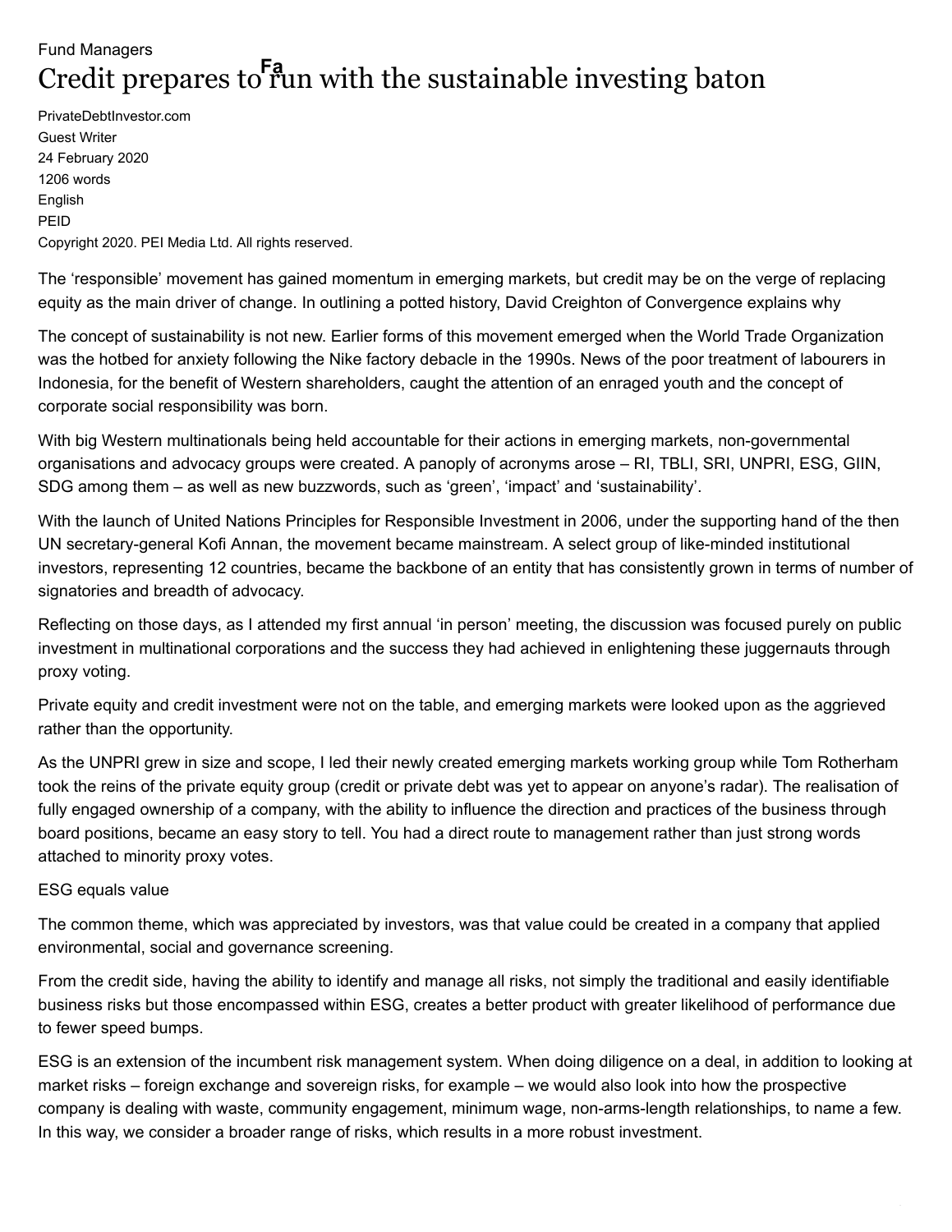Fund Managers

# Credit prepares to run with the sustainable investing baton

PrivateDebtInvestor.com
Guest Writer
24 February 2020
1206 words
English
PEID
Copyright 2020. PEI Media Ltd. All rights reserved.

The 'responsible' movement has gained momentum in emerging markets, but credit may be on the verge of replacing equity as the main driver of change. In outlining a potted history, David Creighton of Convergence explains why

The concept of sustainability is not new. Earlier forms of this movement emerged when the World Trade Organization was the hotbed for anxiety following the Nike factory debacle in the 1990s. News of the poor treatment of labourers in Indonesia, for the benefit of Western shareholders, caught the attention of an enraged youth and the concept of corporate social responsibility was born.

With big Western multinationals being held accountable for their actions in emerging markets, non-governmental organisations and advocacy groups were created. A panoply of acronyms arose – RI, TBLI, SRI, UNPRI, ESG, GIIN, SDG among them – as well as new buzzwords, such as 'green', 'impact' and 'sustainability'.

With the launch of United Nations Principles for Responsible Investment in 2006, under the supporting hand of the then UN secretary-general Kofi Annan, the movement became mainstream. A select group of like-minded institutional investors, representing 12 countries, became the backbone of an entity that has consistently grown in terms of number of signatories and breadth of advocacy.

Reflecting on those days, as I attended my first annual 'in person' meeting, the discussion was focused purely on public investment in multinational corporations and the success they had achieved in enlightening these juggernauts through proxy voting.

Private equity and credit investment were not on the table, and emerging markets were looked upon as the aggrieved rather than the opportunity.

As the UNPRI grew in size and scope, I led their newly created emerging markets working group while Tom Rotherham took the reins of the private equity group (credit or private debt was yet to appear on anyone's radar). The realisation of fully engaged ownership of a company, with the ability to influence the direction and practices of the business through board positions, became an easy story to tell. You had a direct route to management rather than just strong words attached to minority proxy votes.

## ESG equals value

The common theme, which was appreciated by investors, was that value could be created in a company that applied environmental, social and governance screening.

From the credit side, having the ability to identify and manage all risks, not simply the traditional and easily identifiable business risks but those encompassed within ESG, creates a better product with greater likelihood of performance due to fewer speed bumps.

ESG is an extension of the incumbent risk management system. When doing diligence on a deal, in addition to looking at market risks – foreign exchange and sovereign risks, for example – we would also look into how the prospective company is dealing with waste, community engagement, minimum wage, non-arms-length relationships, to name a few. In this way, we consider a broader range of risks, which results in a more robust investment.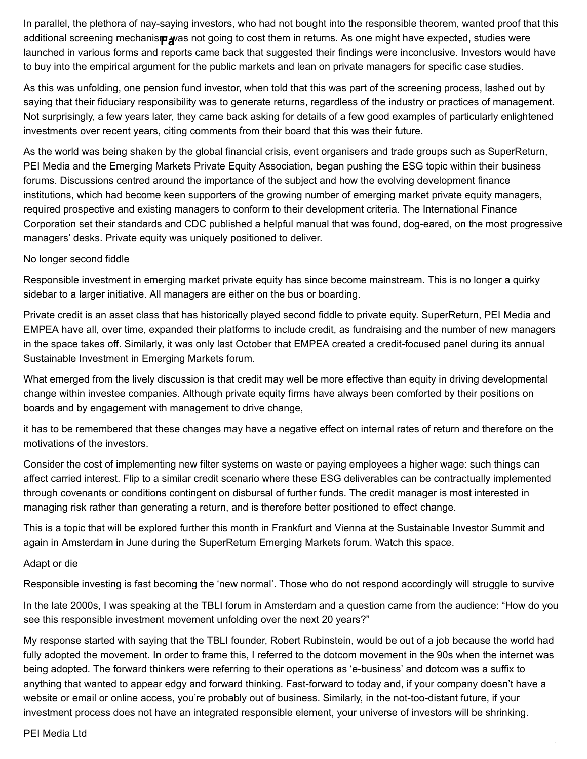In parallel, the plethora of nay-saying investors, who had not bought into the responsible theorem, wanted proof that this additional screening mechanism was not going to cost them in returns. As one might have expected, studies were launched in various forms and reports came back that suggested their findings were inconclusive. Investors would have to buy into the empirical argument for the public markets and lean on private managers for specific case studies.

As this was unfolding, one pension fund investor, when told that this was part of the screening process, lashed out by saying that their fiduciary responsibility was to generate returns, regardless of the industry or practices of management. Not surprisingly, a few years later, they came back asking for details of a few good examples of particularly enlightened investments over recent years, citing comments from their board that this was their future.

As the world was being shaken by the global financial crisis, event organisers and trade groups such as SuperReturn, PEI Media and the Emerging Markets Private Equity Association, began pushing the ESG topic within their business forums. Discussions centred around the importance of the subject and how the evolving development finance institutions, which had become keen supporters of the growing number of emerging market private equity managers, required prospective and existing managers to conform to their development criteria. The International Finance Corporation set their standards and CDC published a helpful manual that was found, dog-eared, on the most progressive managers' desks. Private equity was uniquely positioned to deliver.

## No longer second fiddle

Responsible investment in emerging market private equity has since become mainstream. This is no longer a quirky sidebar to a larger initiative. All managers are either on the bus or boarding.

Private credit is an asset class that has historically played second fiddle to private equity. SuperReturn, PEI Media and EMPEA have all, over time, expanded their platforms to include credit, as fundraising and the number of new managers in the space takes off. Similarly, it was only last October that EMPEA created a credit-focused panel during its annual Sustainable Investment in Emerging Markets forum.

What emerged from the lively discussion is that credit may well be more effective than equity in driving developmental change within investee companies. Although private equity firms have always been comforted by their positions on boards and by engagement with management to drive change,

it has to be remembered that these changes may have a negative effect on internal rates of return and therefore on the motivations of the investors.

Consider the cost of implementing new filter systems on waste or paying employees a higher wage: such things can affect carried interest. Flip to a similar credit scenario where these ESG deliverables can be contractually implemented through covenants or conditions contingent on disbursal of further funds. The credit manager is most interested in managing risk rather than generating a return, and is therefore better positioned to effect change.

This is a topic that will be explored further this month in Frankfurt and Vienna at the Sustainable Investor Summit and again in Amsterdam in June during the SuperReturn Emerging Markets forum. Watch this space.

## Adapt or die

Responsible investing is fast becoming the 'new normal'. Those who do not respond accordingly will struggle to survive

In the late 2000s, I was speaking at the TBLI forum in Amsterdam and a question came from the audience: "How do you see this responsible investment movement unfolding over the next 20 years?"

My response started with saying that the TBLI founder, Robert Rubinstein, would be out of a job because the world had fully adopted the movement. In order to frame this, I referred to the dotcom movement in the 90s when the internet was being adopted. The forward thinkers were referring to their operations as 'e-business' and dotcom was a suffix to anything that wanted to appear edgy and forward thinking. Fast-forward to today and, if your company doesn't have a website or email or online access, you're probably out of business. Similarly, in the not-too-distant future, if your investment process does not have an integrated responsible element, your universe of investors will be shrinking.

PEI Media Ltd